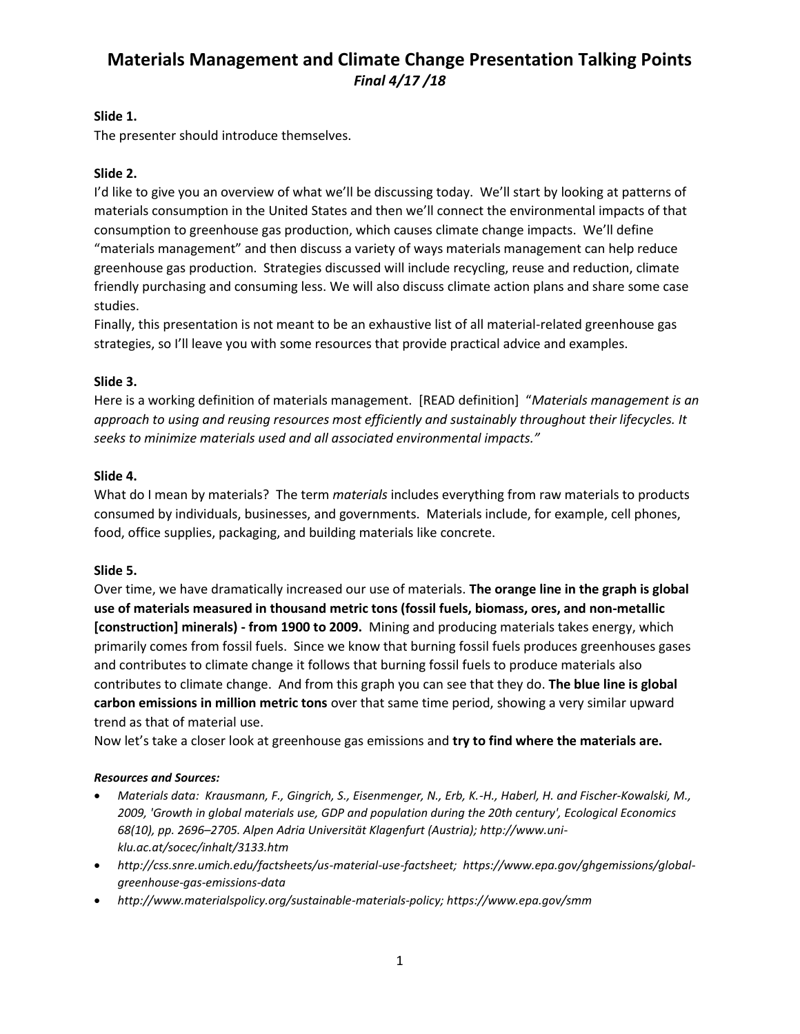# Materials Management and Climate Change Presentation Talking Points

***Final 4/17 /18***

**Slide 1.**

The presenter should introduce themselves.

**Slide 2.**

I'd like to give you an overview of what we'll be discussing today. We'll start by looking at patterns of materials consumption in the United States and then we'll connect the environmental impacts of that consumption to greenhouse gas production, which causes climate change impacts. We'll define "materials management" and then discuss a variety of ways materials management can help reduce greenhouse gas production. Strategies discussed will include recycling, reuse and reduction, climate friendly purchasing and consuming less. We will also discuss climate action plans and share some case studies.

Finally, this presentation is not meant to be an exhaustive list of all material-related greenhouse gas strategies, so I'll leave you with some resources that provide practical advice and examples.

**Slide 3.**

Here is a working definition of materials management. [READ definition] "*Materials management is an approach to using and reusing resources most efficiently and sustainably throughout their lifecycles. It seeks to minimize materials used and all associated environmental impacts.*"

**Slide 4.**

What do I mean by materials? The term *materials* includes everything from raw materials to products consumed by individuals, businesses, and governments. Materials include, for example, cell phones, food, office supplies, packaging, and building materials like concrete.

**Slide 5.**

Over time, we have dramatically increased our use of materials. **The orange line in the graph is global use of materials measured in thousand metric tons (fossil fuels, biomass, ores, and non-metallic [construction] minerals) - from 1900 to 2009.** Mining and producing materials takes energy, which primarily comes from fossil fuels. Since we know that burning fossil fuels produces greenhouses gases and contributes to climate change it follows that burning fossil fuels to produce materials also contributes to climate change. And from this graph you can see that they do. **The blue line is global carbon emissions in million metric tons** over that same time period, showing a very similar upward trend as that of material use.

Now let's take a closer look at greenhouse gas emissions and **try to find where the materials are.**

***Resources and Sources:***

- *Materials data: Krausmann, F., Gingrich, S., Eisenmenger, N., Erb, K.-H., Haberl, H. and Fischer-Kowalski, M., 2009, 'Growth in global materials use, GDP and population during the 20th century', Ecological Economics 68(10), pp. 2696–2705. Alpen Adria Universität Klagenfurt (Austria); http://www.uni-klu.ac.at/socec/inhalt/3133.htm*
- *http://css.snre.umich.edu/factsheets/us-material-use-factsheet; https://www.epa.gov/ghgemissions/global-greenhouse-gas-emissions-data*
- *http://www.materialspolicy.org/sustainable-materials-policy; https://www.epa.gov/smm*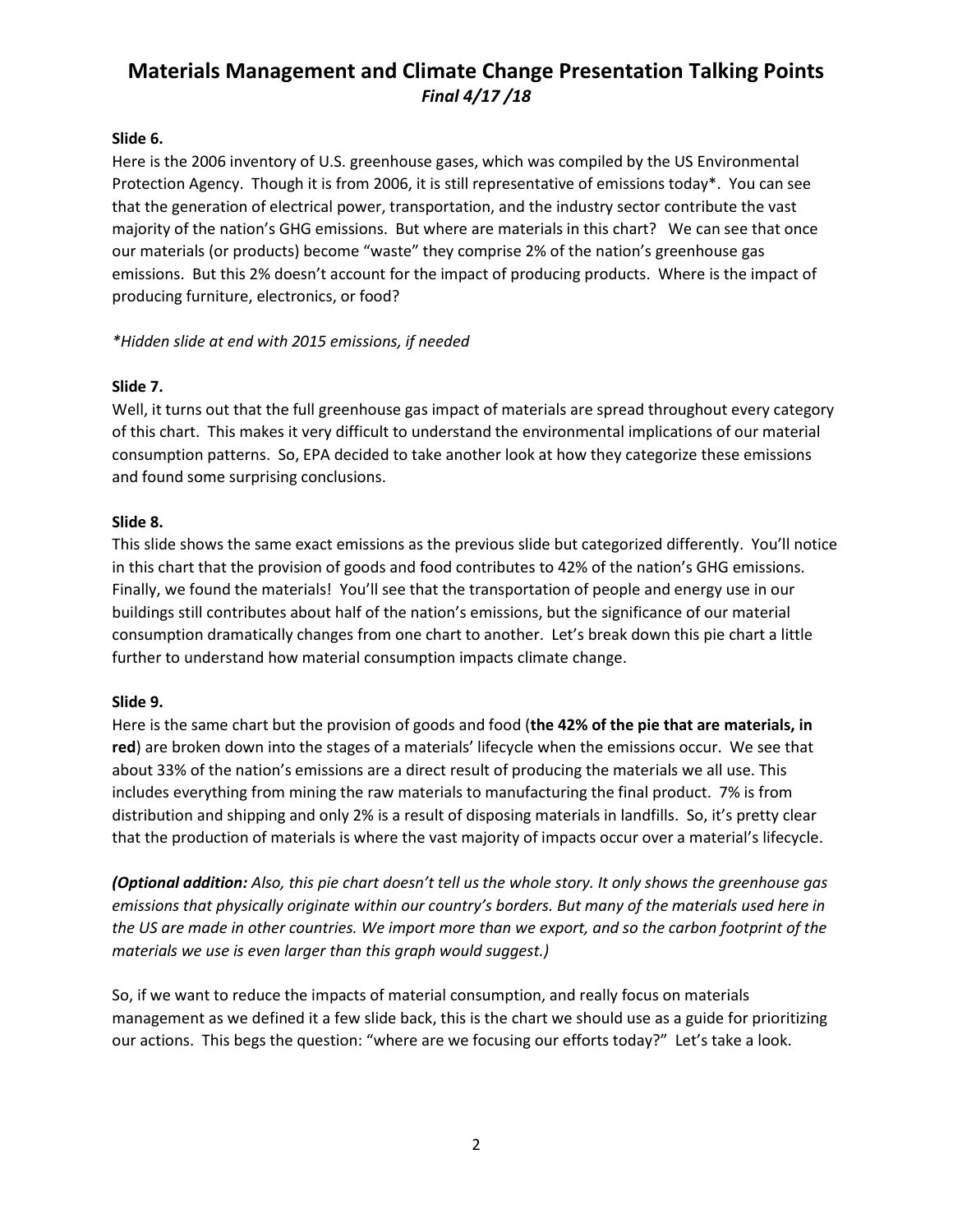# Materials Management and Climate Change Presentation Talking Points

*Final 4/17 /18*

**Slide 6.**

Here is the 2006 inventory of U.S. greenhouse gases, which was compiled by the US Environmental Protection Agency. Though it is from 2006, it is still representative of emissions today*. You can see that the generation of electrical power, transportation, and the industry sector contribute the vast majority of the nation's GHG emissions. But where are materials in this chart? We can see that once our materials (or products) become "waste" they comprise 2% of the nation's greenhouse gas emissions. But this 2% doesn't account for the impact of producing products. Where is the impact of producing furniture, electronics, or food?

*\*Hidden slide at end with 2015 emissions, if needed*

**Slide 7.**

Well, it turns out that the full greenhouse gas impact of materials are spread throughout every category of this chart. This makes it very difficult to understand the environmental implications of our material consumption patterns. So, EPA decided to take another look at how they categorize these emissions and found some surprising conclusions.

**Slide 8.**

This slide shows the same exact emissions as the previous slide but categorized differently. You'll notice in this chart that the provision of goods and food contributes to 42% of the nation's GHG emissions. Finally, we found the materials! You'll see that the transportation of people and energy use in our buildings still contributes about half of the nation's emissions, but the significance of our material consumption dramatically changes from one chart to another. Let's break down this pie chart a little further to understand how material consumption impacts climate change.

**Slide 9.**

Here is the same chart but the provision of goods and food (**the 42% of the pie that are materials, in red**) are broken down into the stages of a materials' lifecycle when the emissions occur. We see that about 33% of the nation's emissions are a direct result of producing the materials we all use. This includes everything from mining the raw materials to manufacturing the final product. 7% is from distribution and shipping and only 2% is a result of disposing materials in landfills. So, it's pretty clear that the production of materials is where the vast majority of impacts occur over a material's lifecycle.

***(Optional addition:** Also, this pie chart doesn't tell us the whole story. It only shows the greenhouse gas emissions that physically originate within our country's borders. But many of the materials used here in the US are made in other countries. We import more than we export, and so the carbon footprint of the materials we use is even larger than this graph would suggest.)*

So, if we want to reduce the impacts of material consumption, and really focus on materials management as we defined it a few slide back, this is the chart we should use as a guide for prioritizing our actions. This begs the question: "where are we focusing our efforts today?" Let's take a look.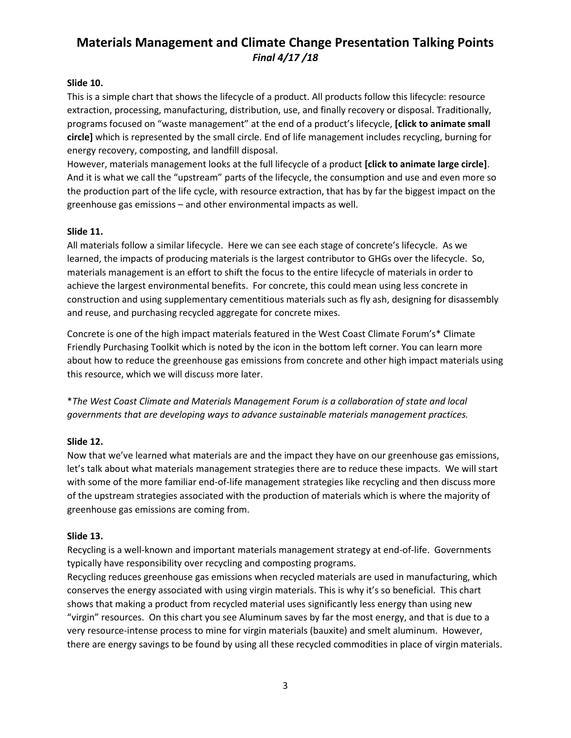# Materials Management and Climate Change Presentation Talking Points

*Final 4/17 /18*

**Slide 10.**

This is a simple chart that shows the lifecycle of a product. All products follow this lifecycle: resource extraction, processing, manufacturing, distribution, use, and finally recovery or disposal. Traditionally, programs focused on "waste management" at the end of a product's lifecycle, **[click to animate small circle]** which is represented by the small circle. End of life management includes recycling, burning for energy recovery, composting, and landfill disposal.

However, materials management looks at the full lifecycle of a product **[click to animate large circle]**. And it is what we call the "upstream" parts of the lifecycle, the consumption and use and even more so the production part of the life cycle, with resource extraction, that has by far the biggest impact on the greenhouse gas emissions – and other environmental impacts as well.

**Slide 11.**

All materials follow a similar lifecycle. Here we can see each stage of concrete's lifecycle. As we learned, the impacts of producing materials is the largest contributor to GHGs over the lifecycle. So, materials management is an effort to shift the focus to the entire lifecycle of materials in order to achieve the largest environmental benefits. For concrete, this could mean using less concrete in construction and using supplementary cementitious materials such as fly ash, designing for disassembly and reuse, and purchasing recycled aggregate for concrete mixes.

Concrete is one of the high impact materials featured in the West Coast Climate Forum's* Climate Friendly Purchasing Toolkit which is noted by the icon in the bottom left corner. You can learn more about how to reduce the greenhouse gas emissions from concrete and other high impact materials using this resource, which we will discuss more later.

**The West Coast Climate and Materials Management Forum is a collaboration of state and local governments that are developing ways to advance sustainable materials management practices.*

**Slide 12.**

Now that we've learned what materials are and the impact they have on our greenhouse gas emissions, let's talk about what materials management strategies there are to reduce these impacts. We will start with some of the more familiar end-of-life management strategies like recycling and then discuss more of the upstream strategies associated with the production of materials which is where the majority of greenhouse gas emissions are coming from.

**Slide 13.**

Recycling is a well-known and important materials management strategy at end-of-life. Governments typically have responsibility over recycling and composting programs.

Recycling reduces greenhouse gas emissions when recycled materials are used in manufacturing, which conserves the energy associated with using virgin materials. This is why it's so beneficial. This chart shows that making a product from recycled material uses significantly less energy than using new "virgin" resources. On this chart you see Aluminum saves by far the most energy, and that is due to a very resource-intense process to mine for virgin materials (bauxite) and smelt aluminum. However, there are energy savings to be found by using all these recycled commodities in place of virgin materials.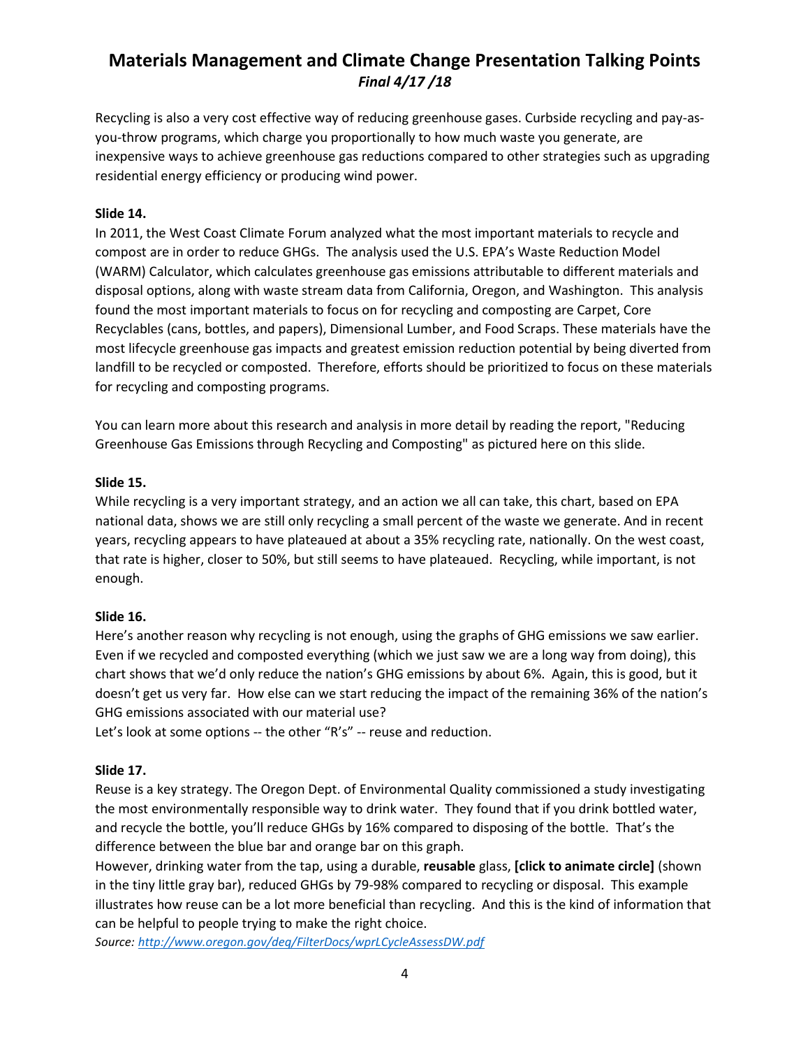# Materials Management and Climate Change Presentation Talking Points

*Final 4/17 /18*

Recycling is also a very cost effective way of reducing greenhouse gases. Curbside recycling and pay-as-you-throw programs, which charge you proportionally to how much waste you generate, are inexpensive ways to achieve greenhouse gas reductions compared to other strategies such as upgrading residential energy efficiency or producing wind power.

**Slide 14.**

In 2011, the West Coast Climate Forum analyzed what the most important materials to recycle and compost are in order to reduce GHGs. The analysis used the U.S. EPA's Waste Reduction Model (WARM) Calculator, which calculates greenhouse gas emissions attributable to different materials and disposal options, along with waste stream data from California, Oregon, and Washington. This analysis found the most important materials to focus on for recycling and composting are Carpet, Core Recyclables (cans, bottles, and papers), Dimensional Lumber, and Food Scraps. These materials have the most lifecycle greenhouse gas impacts and greatest emission reduction potential by being diverted from landfill to be recycled or composted. Therefore, efforts should be prioritized to focus on these materials for recycling and composting programs.

You can learn more about this research and analysis in more detail by reading the report, "Reducing Greenhouse Gas Emissions through Recycling and Composting" as pictured here on this slide.

**Slide 15.**

While recycling is a very important strategy, and an action we all can take, this chart, based on EPA national data, shows we are still only recycling a small percent of the waste we generate. And in recent years, recycling appears to have plateaued at about a 35% recycling rate, nationally. On the west coast, that rate is higher, closer to 50%, but still seems to have plateaued. Recycling, while important, is not enough.

**Slide 16.**

Here's another reason why recycling is not enough, using the graphs of GHG emissions we saw earlier. Even if we recycled and composted everything (which we just saw we are a long way from doing), this chart shows that we'd only reduce the nation's GHG emissions by about 6%. Again, this is good, but it doesn't get us very far. How else can we start reducing the impact of the remaining 36% of the nation's GHG emissions associated with our material use?

Let's look at some options -- the other "R's" -- reuse and reduction.

**Slide 17.**

Reuse is a key strategy. The Oregon Dept. of Environmental Quality commissioned a study investigating the most environmentally responsible way to drink water. They found that if you drink bottled water, and recycle the bottle, you'll reduce GHGs by 16% compared to disposing of the bottle. That's the difference between the blue bar and orange bar on this graph.

However, drinking water from the tap, using a durable, **reusable** glass, **[click to animate circle]** (shown in the tiny little gray bar), reduced GHGs by 79-98% compared to recycling or disposal. This example illustrates how reuse can be a lot more beneficial than recycling. And this is the kind of information that can be helpful to people trying to make the right choice.

*Source: http://www.oregon.gov/deq/FilterDocs/wprLCycleAssessDW.pdf*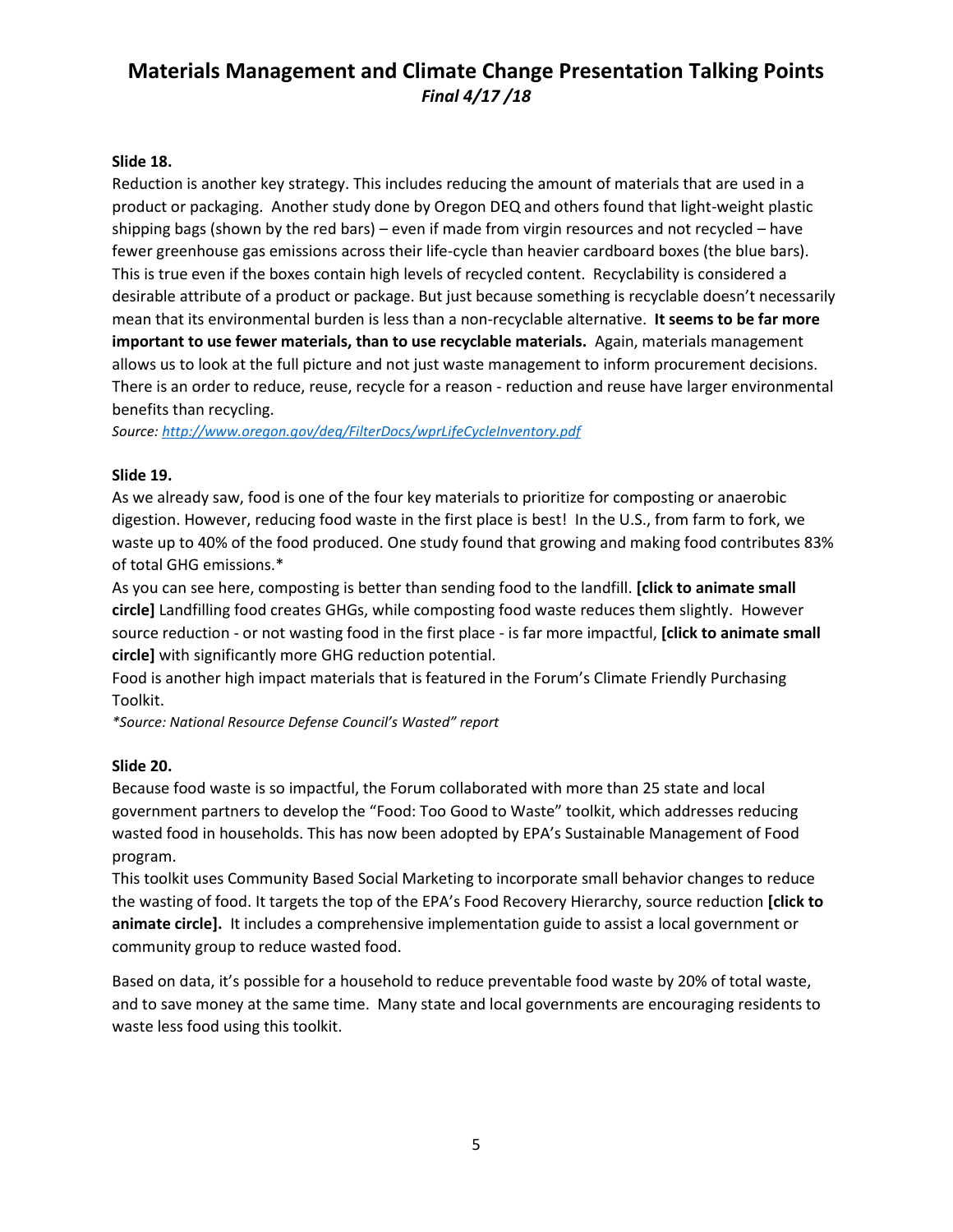**Slide 18.**

Reduction is another key strategy. This includes reducing the amount of materials that are used in a product or packaging. Another study done by Oregon DEQ and others found that light-weight plastic shipping bags (shown by the red bars) – even if made from virgin resources and not recycled – have fewer greenhouse gas emissions across their life-cycle than heavier cardboard boxes (the blue bars). This is true even if the boxes contain high levels of recycled content. Recyclability is considered a desirable attribute of a product or package. But just because something is recyclable doesn't necessarily mean that its environmental burden is less than a non-recyclable alternative. **It seems to be far more important to use fewer materials, than to use recyclable materials.** Again, materials management allows us to look at the full picture and not just waste management to inform procurement decisions. There is an order to reduce, reuse, recycle for a reason - reduction and reuse have larger environmental benefits than recycling.

*Source: http://www.oregon.gov/deq/FilterDocs/wprLifeCycleInventory.pdf*

**Slide 19.**

As we already saw, food is one of the four key materials to prioritize for composting or anaerobic digestion. However, reducing food waste in the first place is best! In the U.S., from farm to fork, we waste up to 40% of the food produced. One study found that growing and making food contributes 83% of total GHG emissions.*

As you can see here, composting is better than sending food to the landfill. **[click to animate small circle]** Landfilling food creates GHGs, while composting food waste reduces them slightly. However source reduction - or not wasting food in the first place - is far more impactful, **[click to animate small circle]** with significantly more GHG reduction potential.

Food is another high impact materials that is featured in the Forum's Climate Friendly Purchasing Toolkit.

*\*Source: National Resource Defense Council's Wasted" report*

**Slide 20.**

Because food waste is so impactful, the Forum collaborated with more than 25 state and local government partners to develop the "Food: Too Good to Waste" toolkit, which addresses reducing wasted food in households. This has now been adopted by EPA's Sustainable Management of Food program.

This toolkit uses Community Based Social Marketing to incorporate small behavior changes to reduce the wasting of food. It targets the top of the EPA's Food Recovery Hierarchy, source reduction **[click to animate circle].** It includes a comprehensive implementation guide to assist a local government or community group to reduce wasted food.

Based on data, it's possible for a household to reduce preventable food waste by 20% of total waste, and to save money at the same time. Many state and local governments are encouraging residents to waste less food using this toolkit.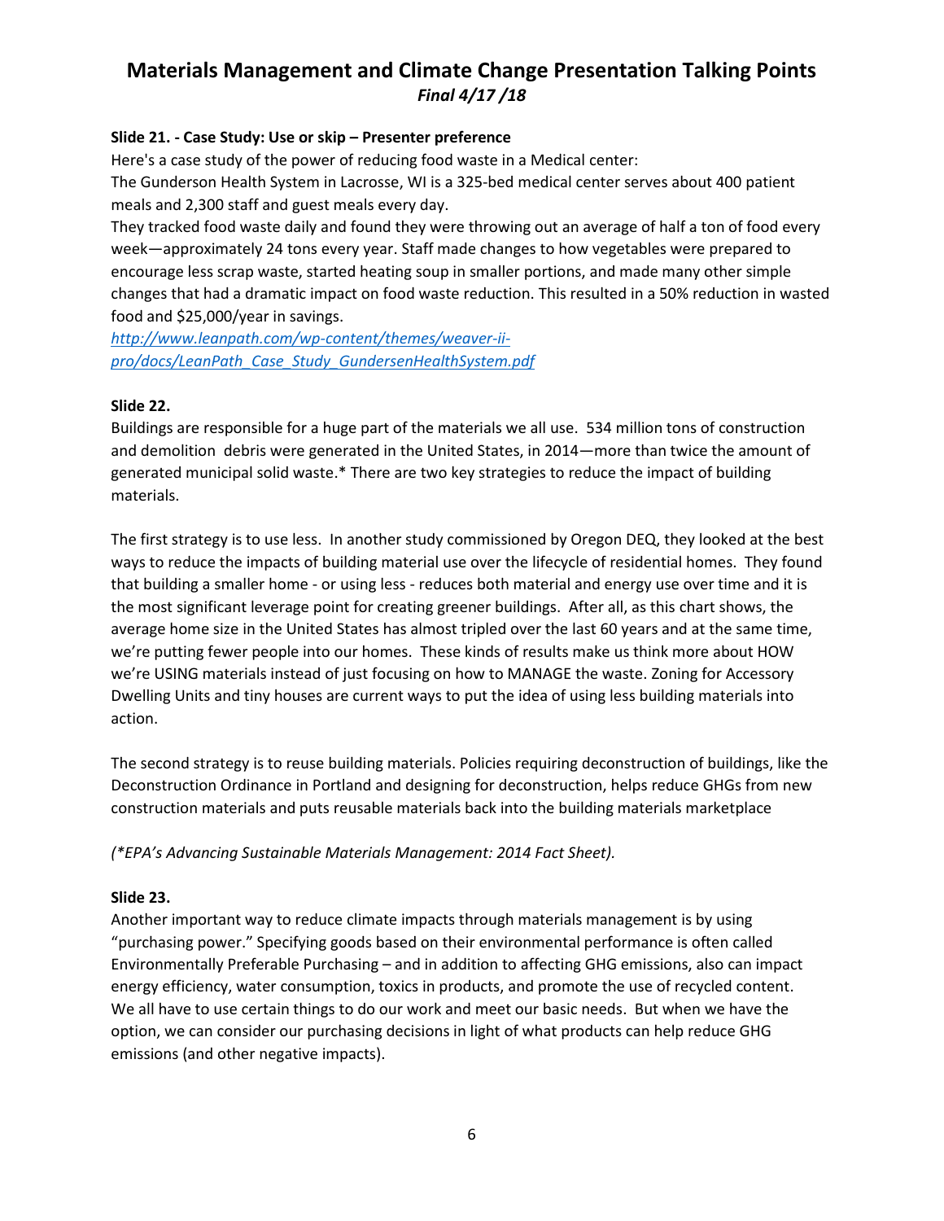**Slide 21. - Case Study: Use or skip – Presenter preference**

Here's a case study of the power of reducing food waste in a Medical center:

The Gunderson Health System in Lacrosse, WI is a 325-bed medical center serves about 400 patient meals and 2,300 staff and guest meals every day.

They tracked food waste daily and found they were throwing out an average of half a ton of food every week—approximately 24 tons every year. Staff made changes to how vegetables were prepared to encourage less scrap waste, started heating soup in smaller portions, and made many other simple changes that had a dramatic impact on food waste reduction. This resulted in a 50% reduction in wasted food and $25,000/year in savings.

*http://www.leanpath.com/wp-content/themes/weaver-ii-pro/docs/LeanPath_Case_Study_GundersenHealthSystem.pdf*

**Slide 22.**

Buildings are responsible for a huge part of the materials we all use. 534 million tons of construction and demolition debris were generated in the United States, in 2014—more than twice the amount of generated municipal solid waste.* There are two key strategies to reduce the impact of building materials.

The first strategy is to use less. In another study commissioned by Oregon DEQ, they looked at the best ways to reduce the impacts of building material use over the lifecycle of residential homes. They found that building a smaller home - or using less - reduces both material and energy use over time and it is the most significant leverage point for creating greener buildings. After all, as this chart shows, the average home size in the United States has almost tripled over the last 60 years and at the same time, we're putting fewer people into our homes. These kinds of results make us think more about HOW we're USING materials instead of just focusing on how to MANAGE the waste. Zoning for Accessory Dwelling Units and tiny houses are current ways to put the idea of using less building materials into action.

The second strategy is to reuse building materials. Policies requiring deconstruction of buildings, like the Deconstruction Ordinance in Portland and designing for deconstruction, helps reduce GHGs from new construction materials and puts reusable materials back into the building materials marketplace

*(*EPA's Advancing Sustainable Materials Management: 2014 Fact Sheet).*

**Slide 23.**

Another important way to reduce climate impacts through materials management is by using "purchasing power." Specifying goods based on their environmental performance is often called Environmentally Preferable Purchasing – and in addition to affecting GHG emissions, also can impact energy efficiency, water consumption, toxics in products, and promote the use of recycled content. We all have to use certain things to do our work and meet our basic needs. But when we have the option, we can consider our purchasing decisions in light of what products can help reduce GHG emissions (and other negative impacts).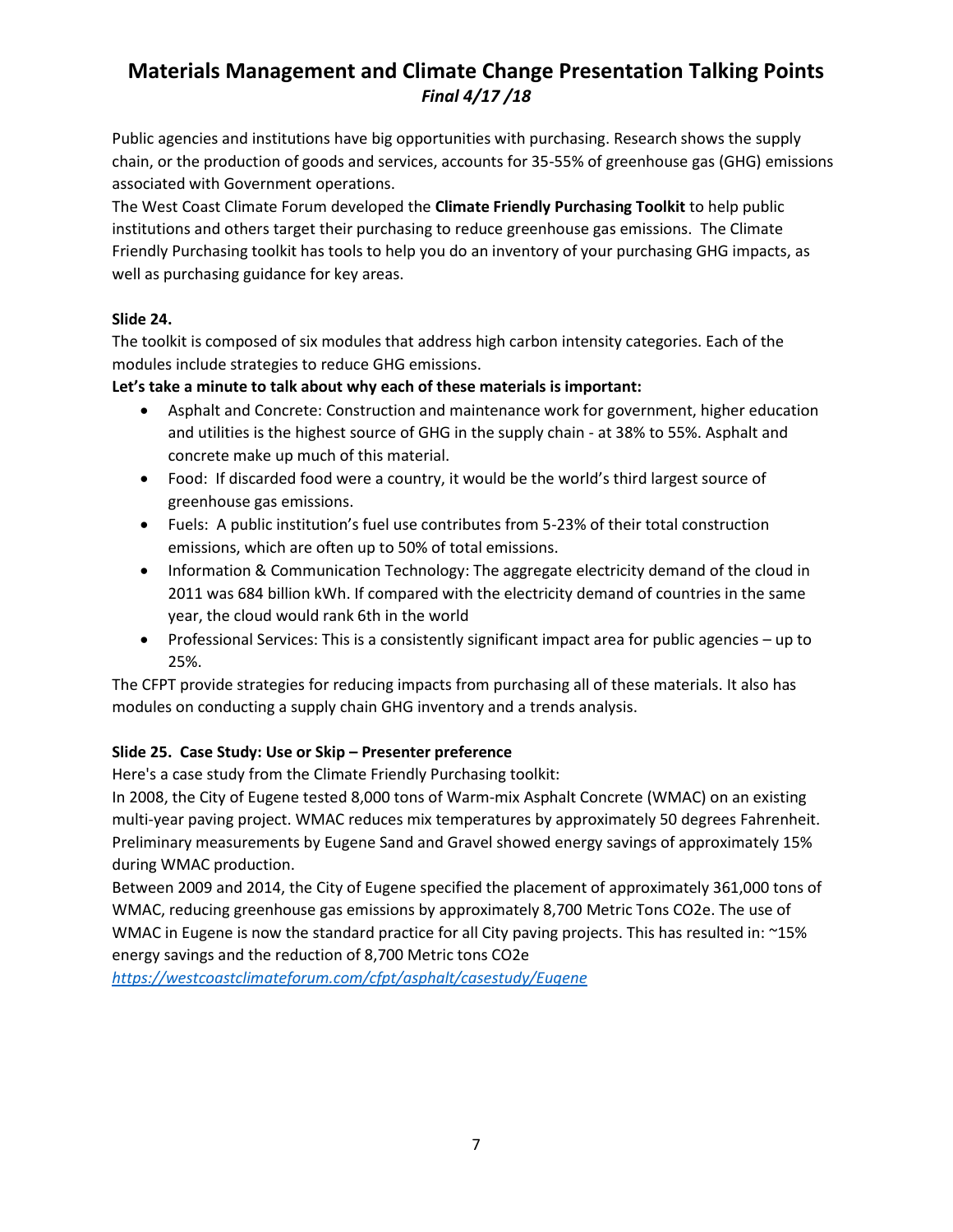# Materials Management and Climate Change Presentation Talking Points

*Final 4/17 /18*

Public agencies and institutions have big opportunities with purchasing. Research shows the supply chain, or the production of goods and services, accounts for 35-55% of greenhouse gas (GHG) emissions associated with Government operations.

The West Coast Climate Forum developed the **Climate Friendly Purchasing Toolkit** to help public institutions and others target their purchasing to reduce greenhouse gas emissions. The Climate Friendly Purchasing toolkit has tools to help you do an inventory of your purchasing GHG impacts, as well as purchasing guidance for key areas.

**Slide 24.**

The toolkit is composed of six modules that address high carbon intensity categories. Each of the modules include strategies to reduce GHG emissions.

**Let's take a minute to talk about why each of these materials is important:**

- Asphalt and Concrete: Construction and maintenance work for government, higher education and utilities is the highest source of GHG in the supply chain - at 38% to 55%. Asphalt and concrete make up much of this material.
- Food: If discarded food were a country, it would be the world's third largest source of greenhouse gas emissions.
- Fuels: A public institution's fuel use contributes from 5-23% of their total construction emissions, which are often up to 50% of total emissions.
- Information & Communication Technology: The aggregate electricity demand of the cloud in 2011 was 684 billion kWh. If compared with the electricity demand of countries in the same year, the cloud would rank 6th in the world
- Professional Services: This is a consistently significant impact area for public agencies – up to 25%.

The CFPT provide strategies for reducing impacts from purchasing all of these materials. It also has modules on conducting a supply chain GHG inventory and a trends analysis.

**Slide 25. Case Study: Use or Skip – Presenter preference**

Here's a case study from the Climate Friendly Purchasing toolkit:

In 2008, the City of Eugene tested 8,000 tons of Warm-mix Asphalt Concrete (WMAC) on an existing multi-year paving project. WMAC reduces mix temperatures by approximately 50 degrees Fahrenheit. Preliminary measurements by Eugene Sand and Gravel showed energy savings of approximately 15% during WMAC production.

Between 2009 and 2014, the City of Eugene specified the placement of approximately 361,000 tons of WMAC, reducing greenhouse gas emissions by approximately 8,700 Metric Tons CO2e. The use of WMAC in Eugene is now the standard practice for all City paving projects. This has resulted in: ~15% energy savings and the reduction of 8,700 Metric tons CO2e

*https://westcoastclimateforum.com/cfpt/asphalt/casestudy/Eugene*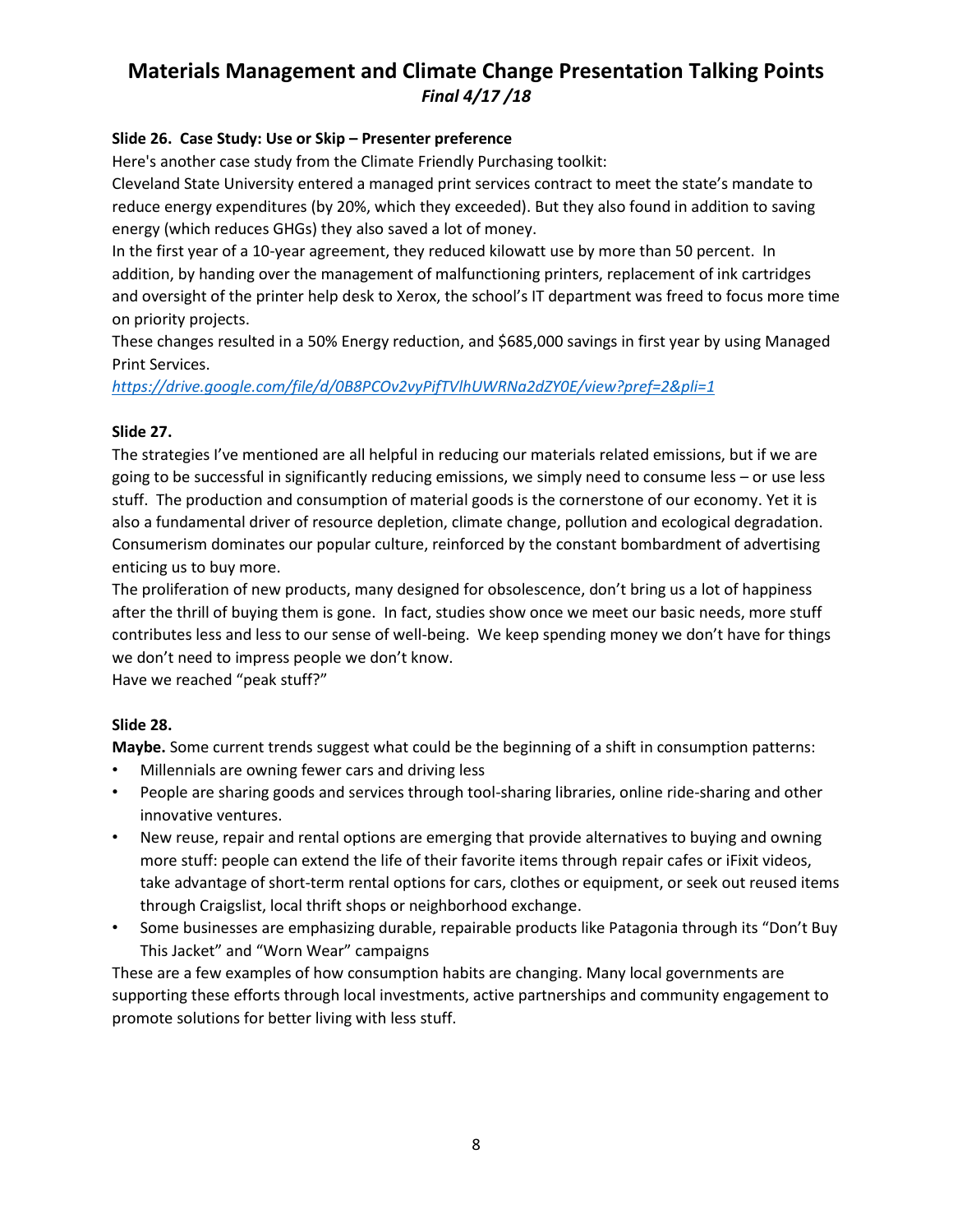# Materials Management and Climate Change Presentation Talking Points

*Final 4/17 /18*

**Slide 26. Case Study: Use or Skip – Presenter preference**

Here's another case study from the Climate Friendly Purchasing toolkit:

Cleveland State University entered a managed print services contract to meet the state's mandate to reduce energy expenditures (by 20%, which they exceeded). But they also found in addition to saving energy (which reduces GHGs) they also saved a lot of money.

In the first year of a 10-year agreement, they reduced kilowatt use by more than 50 percent. In addition, by handing over the management of malfunctioning printers, replacement of ink cartridges and oversight of the printer help desk to Xerox, the school's IT department was freed to focus more time on priority projects.

These changes resulted in a 50% Energy reduction, and $685,000 savings in first year by using Managed Print Services.

*https://drive.google.com/file/d/0B8PCOv2vyPifTVlhUWRNa2dZY0E/view?pref=2&pli=1*

**Slide 27.**

The strategies I've mentioned are all helpful in reducing our materials related emissions, but if we are going to be successful in significantly reducing emissions, we simply need to consume less – or use less stuff. The production and consumption of material goods is the cornerstone of our economy. Yet it is also a fundamental driver of resource depletion, climate change, pollution and ecological degradation. Consumerism dominates our popular culture, reinforced by the constant bombardment of advertising enticing us to buy more.

The proliferation of new products, many designed for obsolescence, don't bring us a lot of happiness after the thrill of buying them is gone. In fact, studies show once we meet our basic needs, more stuff contributes less and less to our sense of well-being. We keep spending money we don't have for things we don't need to impress people we don't know.

Have we reached "peak stuff?"

**Slide 28.**

**Maybe.** Some current trends suggest what could be the beginning of a shift in consumption patterns:

- Millennials are owning fewer cars and driving less
- People are sharing goods and services through tool-sharing libraries, online ride-sharing and other innovative ventures.
- New reuse, repair and rental options are emerging that provide alternatives to buying and owning more stuff: people can extend the life of their favorite items through repair cafes or iFixit videos, take advantage of short-term rental options for cars, clothes or equipment, or seek out reused items through Craigslist, local thrift shops or neighborhood exchange.
- Some businesses are emphasizing durable, repairable products like Patagonia through its "Don't Buy This Jacket" and "Worn Wear" campaigns

These are a few examples of how consumption habits are changing. Many local governments are supporting these efforts through local investments, active partnerships and community engagement to promote solutions for better living with less stuff.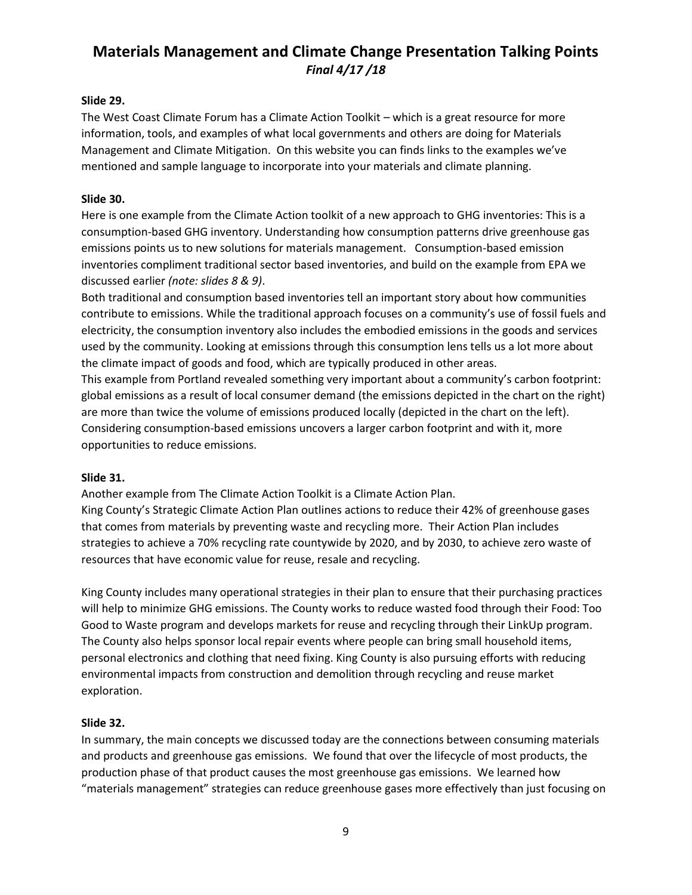**Slide 29.**

The West Coast Climate Forum has a Climate Action Toolkit – which is a great resource for more information, tools, and examples of what local governments and others are doing for Materials Management and Climate Mitigation. On this website you can finds links to the examples we've mentioned and sample language to incorporate into your materials and climate planning.

**Slide 30.**

Here is one example from the Climate Action toolkit of a new approach to GHG inventories: This is a consumption-based GHG inventory. Understanding how consumption patterns drive greenhouse gas emissions points us to new solutions for materials management. Consumption-based emission inventories compliment traditional sector based inventories, and build on the example from EPA we discussed earlier *(note: slides 8 & 9)*.

Both traditional and consumption based inventories tell an important story about how communities contribute to emissions. While the traditional approach focuses on a community's use of fossil fuels and electricity, the consumption inventory also includes the embodied emissions in the goods and services used by the community. Looking at emissions through this consumption lens tells us a lot more about the climate impact of goods and food, which are typically produced in other areas.

This example from Portland revealed something very important about a community's carbon footprint: global emissions as a result of local consumer demand (the emissions depicted in the chart on the right) are more than twice the volume of emissions produced locally (depicted in the chart on the left). Considering consumption-based emissions uncovers a larger carbon footprint and with it, more opportunities to reduce emissions.

**Slide 31.**

Another example from The Climate Action Toolkit is a Climate Action Plan.

King County's Strategic Climate Action Plan outlines actions to reduce their 42% of greenhouse gases that comes from materials by preventing waste and recycling more. Their Action Plan includes strategies to achieve a 70% recycling rate countywide by 2020, and by 2030, to achieve zero waste of resources that have economic value for reuse, resale and recycling.

King County includes many operational strategies in their plan to ensure that their purchasing practices will help to minimize GHG emissions. The County works to reduce wasted food through their Food: Too Good to Waste program and develops markets for reuse and recycling through their LinkUp program. The County also helps sponsor local repair events where people can bring small household items, personal electronics and clothing that need fixing. King County is also pursuing efforts with reducing environmental impacts from construction and demolition through recycling and reuse market exploration.

**Slide 32.**

In summary, the main concepts we discussed today are the connections between consuming materials and products and greenhouse gas emissions. We found that over the lifecycle of most products, the production phase of that product causes the most greenhouse gas emissions. We learned how "materials management" strategies can reduce greenhouse gases more effectively than just focusing on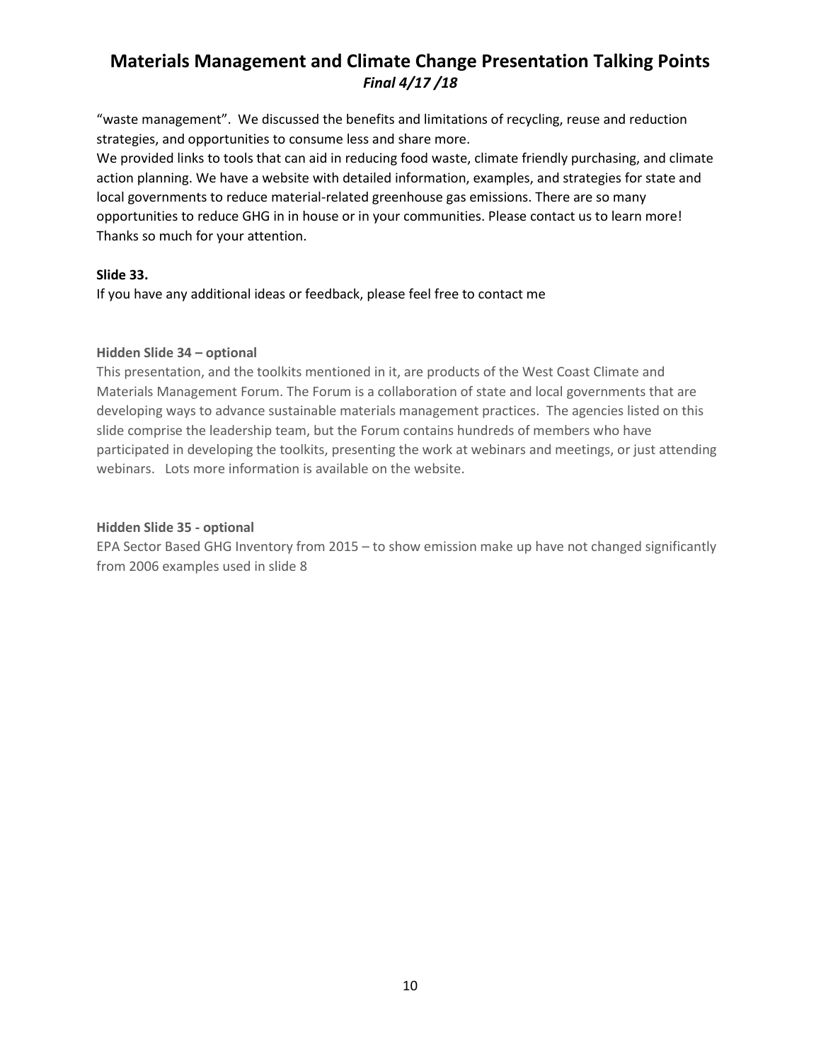"waste management". We discussed the benefits and limitations of recycling, reuse and reduction strategies, and opportunities to consume less and share more.

We provided links to tools that can aid in reducing food waste, climate friendly purchasing, and climate action planning. We have a website with detailed information, examples, and strategies for state and local governments to reduce material-related greenhouse gas emissions. There are so many opportunities to reduce GHG in in house or in your communities. Please contact us to learn more! Thanks so much for your attention.

**Slide 33.**

If you have any additional ideas or feedback, please feel free to contact me

**Hidden Slide 34 – optional**

This presentation, and the toolkits mentioned in it, are products of the West Coast Climate and Materials Management Forum. The Forum is a collaboration of state and local governments that are developing ways to advance sustainable materials management practices. The agencies listed on this slide comprise the leadership team, but the Forum contains hundreds of members who have participated in developing the toolkits, presenting the work at webinars and meetings, or just attending webinars. Lots more information is available on the website.

**Hidden Slide 35 - optional**

EPA Sector Based GHG Inventory from 2015 – to show emission make up have not changed significantly from 2006 examples used in slide 8